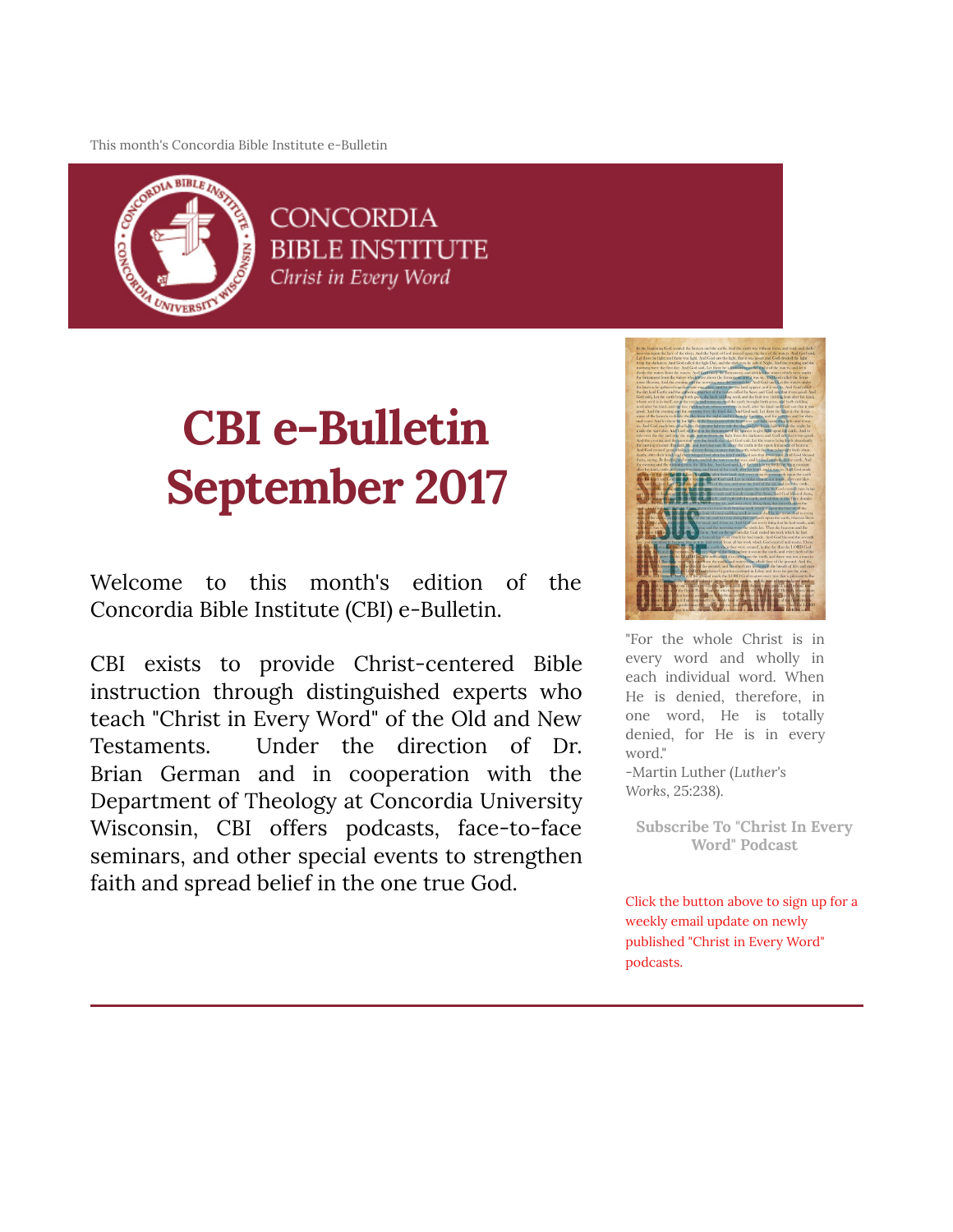This month's Concordia Bible Institute e-Bulletin

CONCORDIA BIBLE INSTITUTE
*Christ in Every Word*

# CBI e-Bulletin September 2017

Welcome to this month's edition of the Concordia Bible Institute (CBI) e-Bulletin.

CBI exists to provide Christ-centered Bible instruction through distinguished experts who teach "Christ in Every Word" of the Old and New Testaments. Under the direction of Dr. Brian German and in cooperation with the Department of Theology at Concordia University Wisconsin, CBI offers podcasts, face-to-face seminars, and other special events to strengthen faith and spread belief in the one true God.

"For the whole Christ is in every word and wholly in each individual word. When He is denied, therefore, in one word, He is totally denied, for He is in every word."
-Martin Luther (*Luther's Works*, 25:238).

**Subscribe To "Christ In Every Word" Podcast**

Click the button above to sign up for a weekly email update on newly published "Christ in Every Word" podcasts.

---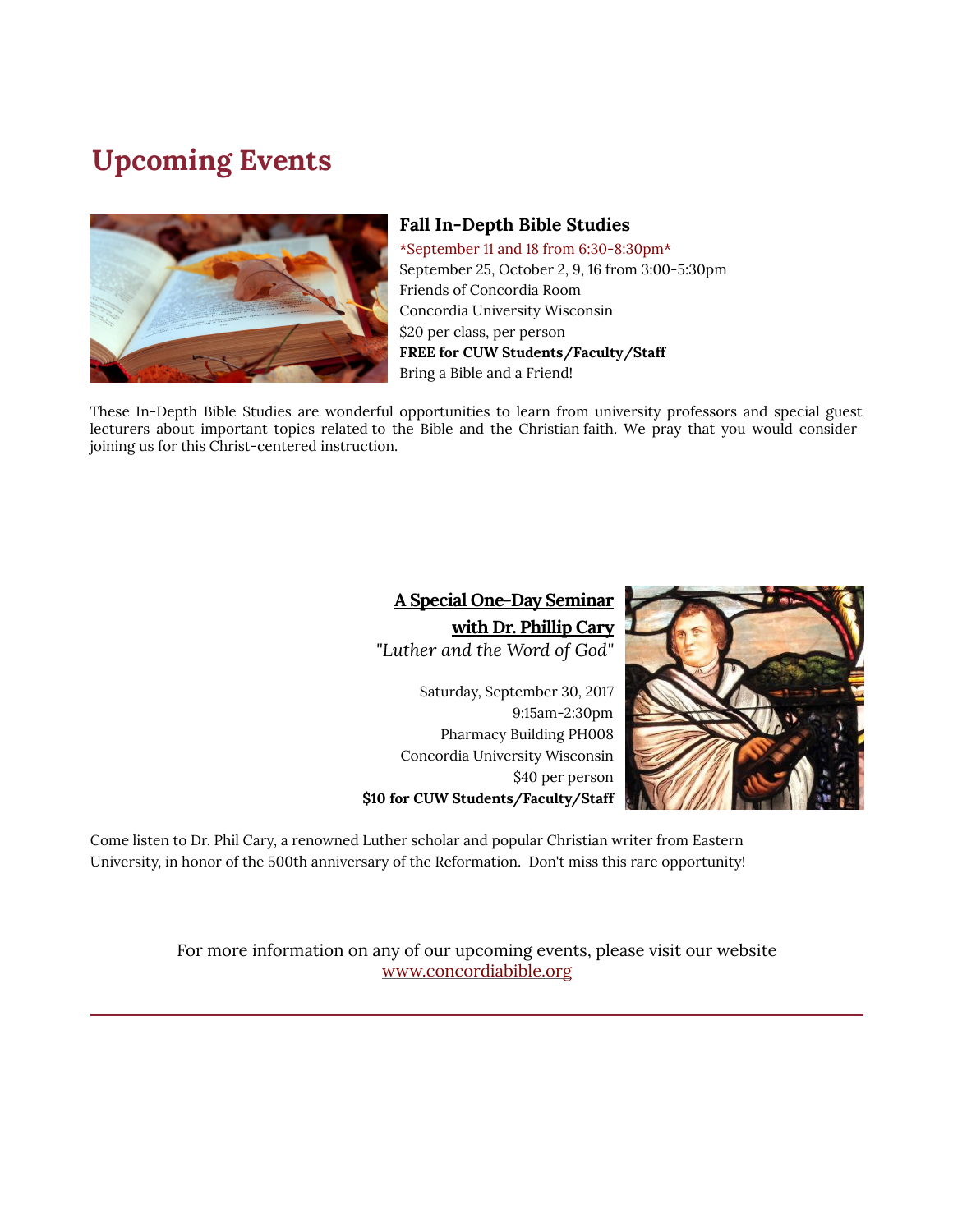# Upcoming Events

### Fall In-Depth Bible Studies

*September 11 and 18 from 6:30-8:30pm*
September 25, October 2, 9, 16 from 3:00-5:30pm
Friends of Concordia Room
Concordia University Wisconsin
$20 per class, per person
**FREE for CUW Students/Faculty/Staff**
Bring a Bible and a Friend!

These In-Depth Bible Studies are wonderful opportunities to learn from university professors and special guest lecturers about important topics related to the Bible and the Christian faith. We pray that you would consider joining us for this Christ-centered instruction.

### A Special One-Day Seminar with Dr. Phillip Cary

*"Luther and the Word of God"*

Saturday, September 30, 2017
9:15am-2:30pm
Pharmacy Building PH008
Concordia University Wisconsin
$40 per person
**$10 for CUW Students/Faculty/Staff**

Come listen to Dr. Phil Cary, a renowned Luther scholar and popular Christian writer from Eastern University, in honor of the 500th anniversary of the Reformation. Don't miss this rare opportunity!

For more information on any of our upcoming events, please visit our website www.concordiabible.org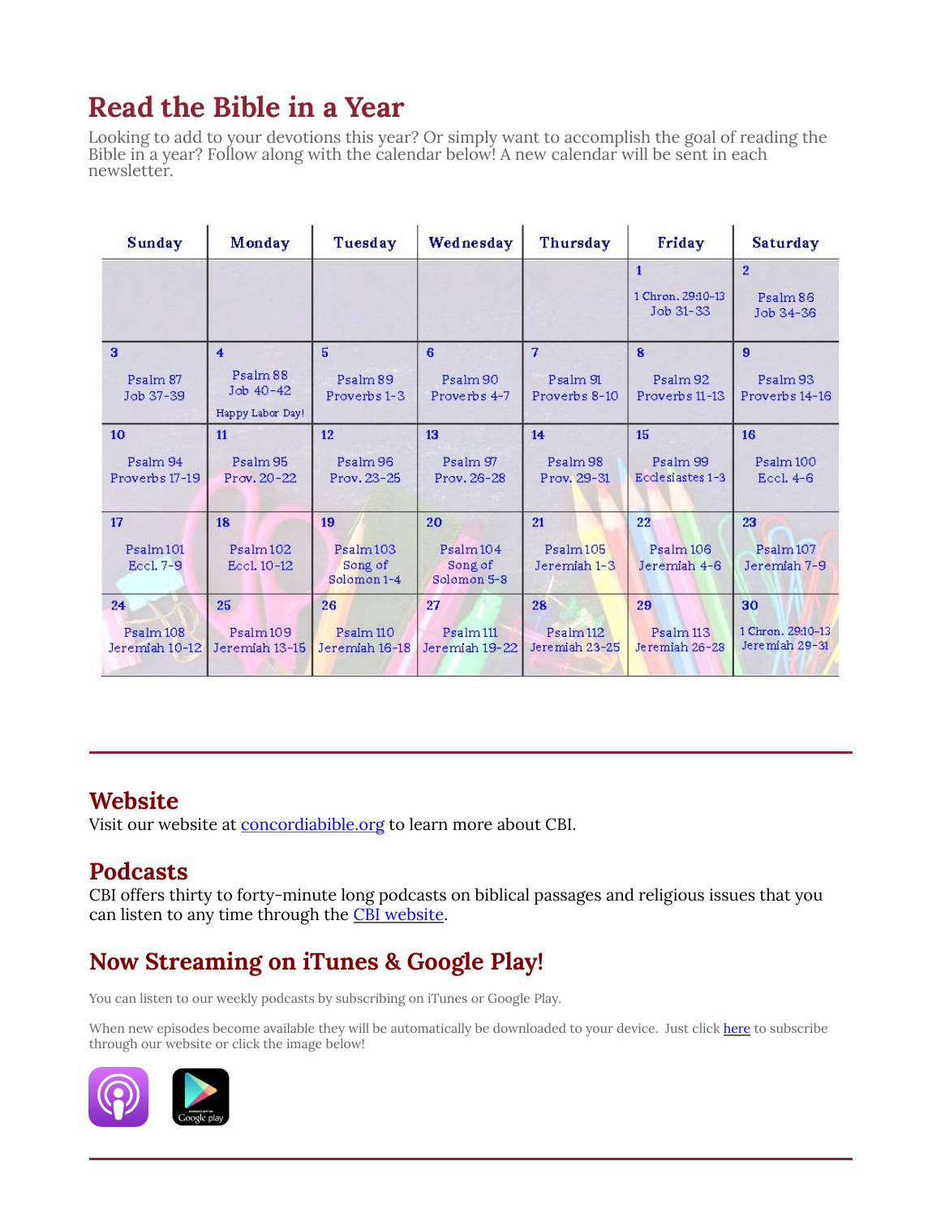# Read the Bible in a Year

Looking to add to your devotions this year? Or simply want to accomplish the goal of reading the Bible in a year? Follow along with the calendar below! A new calendar will be sent in each newsletter.

| Sunday | Monday | Tuesday | Wednesday | Thursday | Friday | Saturday |
|---|---|---|---|---|---|---|
| | | | | | 1<br>1 Chron. 29:10-13<br>Job 31-33 | 2<br>Psalm 86<br>Job 34-36 |
| 3<br>Psalm 87<br>Job 37-39 | 4<br>Psalm 88<br>Job 40-42<br>Happy Labor Day! | 5<br>Psalm 89<br>Proverbs 1-3 | 6<br>Psalm 90<br>Proverbs 4-7 | 7<br>Psalm 91<br>Proverbs 8-10 | 8<br>Psalm 92<br>Proverbs 11-13 | 9<br>Psalm 93<br>Proverbs 14-16 |
| 10<br>Psalm 94<br>Proverbs 17-19 | 11<br>Psalm 95<br>Prov. 20-22 | 12<br>Psalm 96<br>Prov. 23-25 | 13<br>Psalm 97<br>Prov. 26-28 | 14<br>Psalm 98<br>Prov. 29-31 | 15<br>Psalm 99<br>Ecclesiastes 1-3 | 16<br>Psalm 100<br>Eccl. 4-6 |
| 17<br>Psalm 101<br>Eccl. 7-9 | 18<br>Psalm 102<br>Eccl. 10-12 | 19<br>Psalm 103<br>Song of Solomon 1-4 | 20<br>Psalm 104<br>Song of Solomon 5-8 | 21<br>Psalm 105<br>Jeremiah 1-3 | 22<br>Psalm 106<br>Jeremiah 4-6 | 23<br>Psalm 107<br>Jeremiah 7-9 |
| 24<br>Psalm 108<br>Jeremiah 10-12 | 25<br>Psalm 109<br>Jeremiah 13-15 | 26<br>Psalm 110<br>Jeremiah 16-18 | 27<br>Psalm 111<br>Jeremiah 19-22 | 28<br>Psalm 112<br>Jeremiah 23-25 | 29<br>Psalm 113<br>Jeremiah 26-28 | 30<br>1 Chron. 29:10-13<br>Jeremiah 29-31 |

---

## Website

Visit our website at [concordiabible.org](concordiabible.org) to learn more about CBI.

## Podcasts

CBI offers thirty to forty-minute long podcasts on biblical passages and religious issues that you can listen to any time through the [CBI website](CBI website).

## Now Streaming on iTunes & Google Play!

You can listen to our weekly podcasts by subscribing on iTunes or Google Play.

When new episodes become available they will be automatically be downloaded to your device. Just click [here](here) to subscribe through our website or click the image below!

---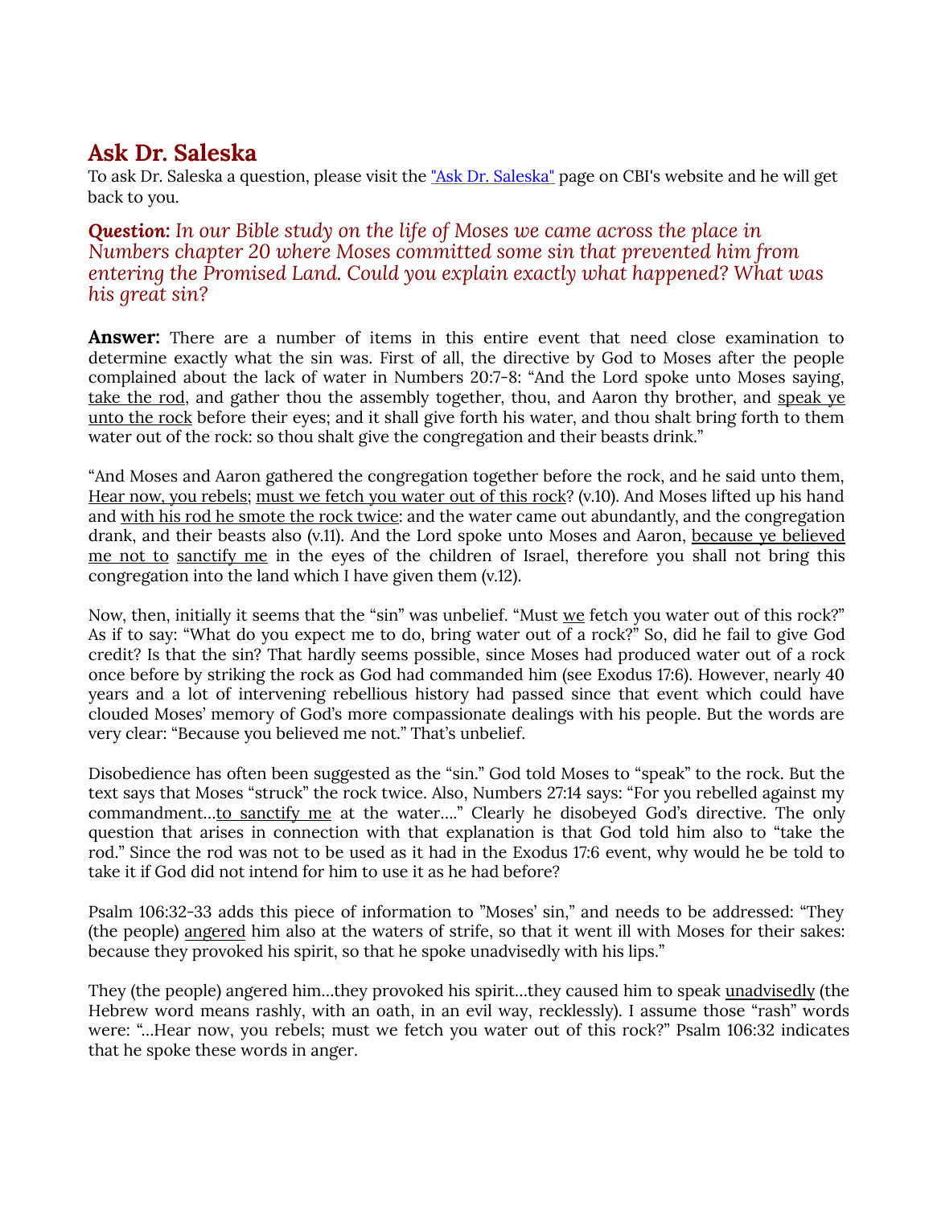## Ask Dr. Saleska

To ask Dr. Saleska a question, please visit the ["Ask Dr. Saleska"]() page on CBI's website and he will get back to you.

***Question:*** *In our Bible study on the life of Moses we came across the place in Numbers chapter 20 where Moses committed some sin that prevented him from entering the Promised Land. Could you explain exactly what happened? What was his great sin?*

**Answer:** There are a number of items in this entire event that need close examination to determine exactly what the sin was. First of all, the directive by God to Moses after the people complained about the lack of water in Numbers 20:7-8: "And the Lord spoke unto Moses saying, <u>take the rod</u>, and gather thou the assembly together, thou, and Aaron thy brother, and <u>speak ye unto the rock</u> before their eyes; and it shall give forth his water, and thou shalt bring forth to them water out of the rock: so thou shalt give the congregation and their beasts drink."

"And Moses and Aaron gathered the congregation together before the rock, and he said unto them, <u>Hear now, you rebels</u>; <u>must we fetch you water out of this rock</u>? (v.10). And Moses lifted up his hand and <u>with his rod he smote the rock twice</u>: and the water came out abundantly, and the congregation drank, and their beasts also (v.11). And the Lord spoke unto Moses and Aaron, <u>because ye believed me not to</u> <u>sanctify me</u> in the eyes of the children of Israel, therefore you shall not bring this congregation into the land which I have given them (v.12).

Now, then, initially it seems that the "sin" was unbelief. "Must <u>we</u> fetch you water out of this rock?" As if to say: "What do you expect me to do, bring water out of a rock?" So, did he fail to give God credit? Is that the sin? That hardly seems possible, since Moses had produced water out of a rock once before by striking the rock as God had commanded him (see Exodus 17:6). However, nearly 40 years and a lot of intervening rebellious history had passed since that event which could have clouded Moses' memory of God's more compassionate dealings with his people. But the words are very clear: "Because you believed me not." That's unbelief.

Disobedience has often been suggested as the "sin." God told Moses to "speak" to the rock. But the text says that Moses "struck" the rock twice. Also, Numbers 27:14 says: "For you rebelled against my commandment…<u>to sanctify me</u> at the water…." Clearly he disobeyed God's directive. The only question that arises in connection with that explanation is that God told him also to "take the rod." Since the rod was not to be used as it had in the Exodus 17:6 event, why would he be told to take it if God did not intend for him to use it as he had before?

Psalm 106:32-33 adds this piece of information to "Moses' sin," and needs to be addressed: "They (the people) <u>angered</u> him also at the waters of strife, so that it went ill with Moses for their sakes: because they provoked his spirit, so that he spoke unadvisedly with his lips."

They (the people) angered him…they provoked his spirit…they caused him to speak <u>unadvisedly</u> (the Hebrew word means rashly, with an oath, in an evil way, recklessly). I assume those "rash" words were: "…Hear now, you rebels; must we fetch you water out of this rock?" Psalm 106:32 indicates that he spoke these words in anger.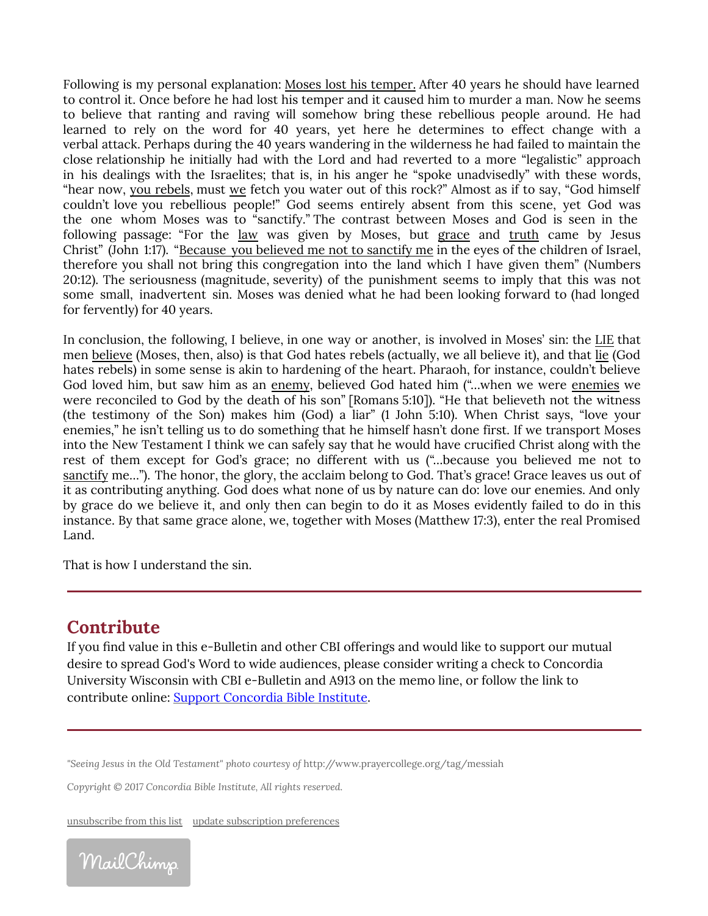Following is my personal explanation: Moses lost his temper. After 40 years he should have learned to control it. Once before he had lost his temper and it caused him to murder a man. Now he seems to believe that ranting and raving will somehow bring these rebellious people around. He had learned to rely on the word for 40 years, yet here he determines to effect change with a verbal attack. Perhaps during the 40 years wandering in the wilderness he had failed to maintain the close relationship he initially had with the Lord and had reverted to a more "legalistic" approach in his dealings with the Israelites; that is, in his anger he "spoke unadvisedly" with these words, "hear now, you rebels, must we fetch you water out of this rock?" Almost as if to say, "God himself couldn't love you rebellious people!" God seems entirely absent from this scene, yet God was the one whom Moses was to "sanctify." The contrast between Moses and God is seen in the following passage: "For the law was given by Moses, but grace and truth came by Jesus Christ" (John 1:17). "Because you believed me not to sanctify me in the eyes of the children of Israel, therefore you shall not bring this congregation into the land which I have given them" (Numbers 20:12). The seriousness (magnitude, severity) of the punishment seems to imply that this was not some small, inadvertent sin. Moses was denied what he had been looking forward to (had longed for fervently) for 40 years.

In conclusion, the following, I believe, in one way or another, is involved in Moses' sin: the LIE that men believe (Moses, then, also) is that God hates rebels (actually, we all believe it), and that lie (God hates rebels) in some sense is akin to hardening of the heart. Pharaoh, for instance, couldn't believe God loved him, but saw him as an enemy, believed God hated him ("…when we were enemies we were reconciled to God by the death of his son" [Romans 5:10]). "He that believeth not the witness (the testimony of the Son) makes him (God) a liar" (1 John 5:10). When Christ says, "love your enemies," he isn't telling us to do something that he himself hasn't done first. If we transport Moses into the New Testament I think we can safely say that he would have crucified Christ along with the rest of them except for God's grace; no different with us ("…because you believed me not to sanctify me…"). The honor, the glory, the acclaim belong to God. That's grace! Grace leaves us out of it as contributing anything. God does what none of us by nature can do: love our enemies. And only by grace do we believe it, and only then can begin to do it as Moses evidently failed to do in this instance. By that same grace alone, we, together with Moses (Matthew 17:3), enter the real Promised Land.

That is how I understand the sin.

---

## Contribute

If you find value in this e-Bulletin and other CBI offerings and would like to support our mutual desire to spread God's Word to wide audiences, please consider writing a check to Concordia University Wisconsin with CBI e-Bulletin and A913 on the memo line, or follow the link to contribute online: Support Concordia Bible Institute.

---

*"Seeing Jesus in the Old Testament" photo courtesy of* http://www.prayercollege.org/tag/messiah

*Copyright © 2017 Concordia Bible Institute, All rights reserved.*

unsubscribe from this list    update subscription preferences